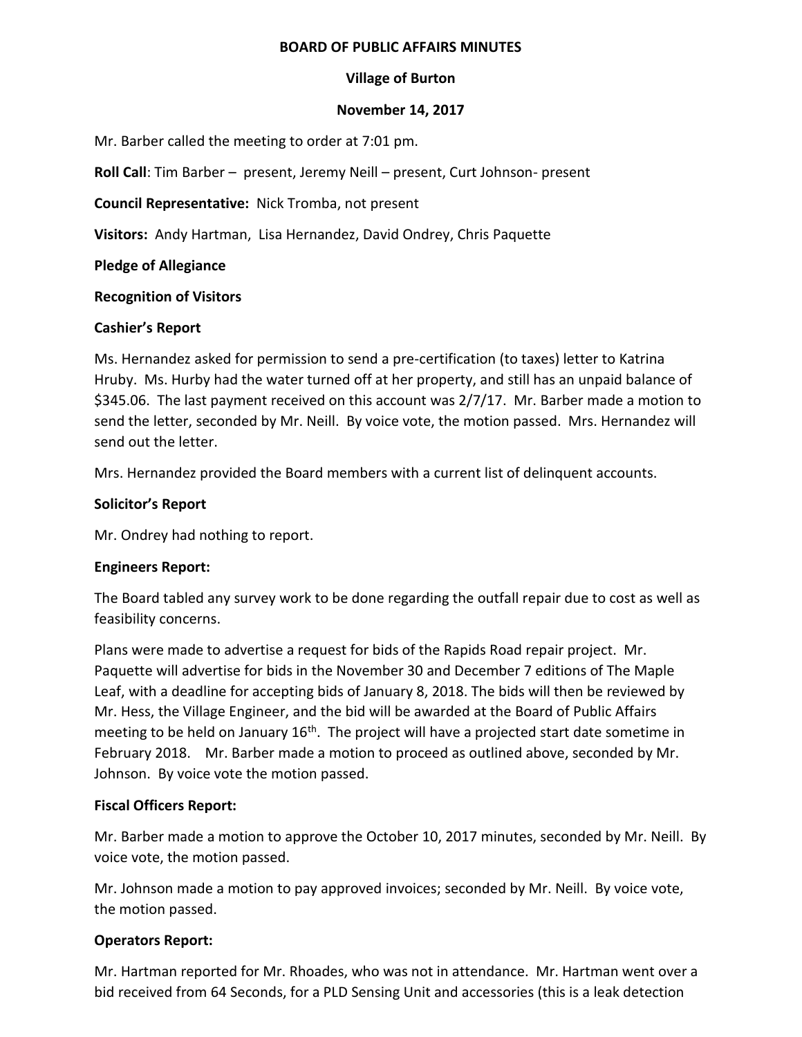# BOARD OF PUBLIC AFFAIRS MINUTES

## Village of Burton

## November 14, 2017

Mr. Barber called the meeting to order at 7:01 pm.

**Roll Call**: Tim Barber – present, Jeremy Neill – present, Curt Johnson- present

**Council Representative:** Nick Tromba, not present

**Visitors:** Andy Hartman, Lisa Hernandez, David Ondrey, Chris Paquette

**Pledge of Allegiance**

**Recognition of Visitors**

**Cashier's Report**

Ms. Hernandez asked for permission to send a pre-certification (to taxes) letter to Katrina Hruby. Ms. Hurby had the water turned off at her property, and still has an unpaid balance of $345.06. The last payment received on this account was 2/7/17. Mr. Barber made a motion to send the letter, seconded by Mr. Neill. By voice vote, the motion passed. Mrs. Hernandez will send out the letter.

Mrs. Hernandez provided the Board members with a current list of delinquent accounts.

**Solicitor's Report**

Mr. Ondrey had nothing to report.

**Engineers Report:**

The Board tabled any survey work to be done regarding the outfall repair due to cost as well as feasibility concerns.

Plans were made to advertise a request for bids of the Rapids Road repair project. Mr. Paquette will advertise for bids in the November 30 and December 7 editions of The Maple Leaf, with a deadline for accepting bids of January 8, 2018. The bids will then be reviewed by Mr. Hess, the Village Engineer, and the bid will be awarded at the Board of Public Affairs meeting to be held on January 16th. The project will have a projected start date sometime in February 2018. Mr. Barber made a motion to proceed as outlined above, seconded by Mr. Johnson. By voice vote the motion passed.

**Fiscal Officers Report:**

Mr. Barber made a motion to approve the October 10, 2017 minutes, seconded by Mr. Neill. By voice vote, the motion passed.

Mr. Johnson made a motion to pay approved invoices; seconded by Mr. Neill. By voice vote, the motion passed.

**Operators Report:**

Mr. Hartman reported for Mr. Rhoades, who was not in attendance. Mr. Hartman went over a bid received from 64 Seconds, for a PLD Sensing Unit and accessories (this is a leak detection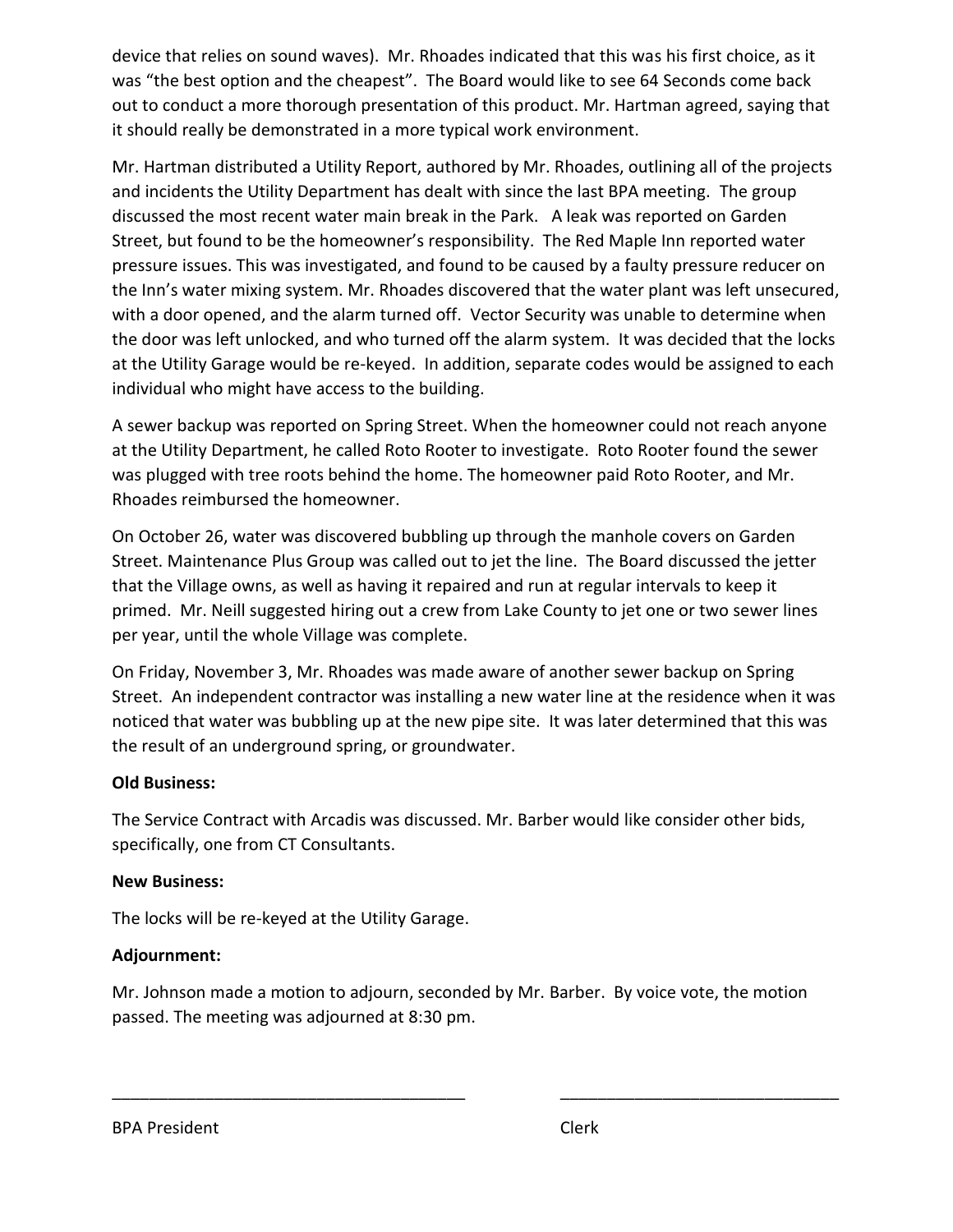device that relies on sound waves). Mr. Rhoades indicated that this was his first choice, as it was "the best option and the cheapest". The Board would like to see 64 Seconds come back out to conduct a more thorough presentation of this product. Mr. Hartman agreed, saying that it should really be demonstrated in a more typical work environment.

Mr. Hartman distributed a Utility Report, authored by Mr. Rhoades, outlining all of the projects and incidents the Utility Department has dealt with since the last BPA meeting. The group discussed the most recent water main break in the Park. A leak was reported on Garden Street, but found to be the homeowner's responsibility. The Red Maple Inn reported water pressure issues. This was investigated, and found to be caused by a faulty pressure reducer on the Inn's water mixing system. Mr. Rhoades discovered that the water plant was left unsecured, with a door opened, and the alarm turned off. Vector Security was unable to determine when the door was left unlocked, and who turned off the alarm system. It was decided that the locks at the Utility Garage would be re-keyed. In addition, separate codes would be assigned to each individual who might have access to the building.

A sewer backup was reported on Spring Street. When the homeowner could not reach anyone at the Utility Department, he called Roto Rooter to investigate. Roto Rooter found the sewer was plugged with tree roots behind the home. The homeowner paid Roto Rooter, and Mr. Rhoades reimbursed the homeowner.

On October 26, water was discovered bubbling up through the manhole covers on Garden Street. Maintenance Plus Group was called out to jet the line. The Board discussed the jetter that the Village owns, as well as having it repaired and run at regular intervals to keep it primed. Mr. Neill suggested hiring out a crew from Lake County to jet one or two sewer lines per year, until the whole Village was complete.

On Friday, November 3, Mr. Rhoades was made aware of another sewer backup on Spring Street. An independent contractor was installing a new water line at the residence when it was noticed that water was bubbling up at the new pipe site. It was later determined that this was the result of an underground spring, or groundwater.

**Old Business:**

The Service Contract with Arcadis was discussed. Mr. Barber would like consider other bids, specifically, one from CT Consultants.

**New Business:**

The locks will be re-keyed at the Utility Garage.

**Adjournment:**

Mr. Johnson made a motion to adjourn, seconded by Mr. Barber. By voice vote, the motion passed. The meeting was adjourned at 8:30 pm.

\_\_\_\_\_\_\_\_\_\_\_\_\_\_\_\_\_\_\_\_\_\_\_\_\_\_\_\_\_\_\_\_\_\_\_\_\_\_ \_\_\_\_\_\_\_\_\_\_\_\_\_\_\_\_\_\_\_\_\_\_\_\_\_\_\_\_\_\_\_

BPA President Clerk